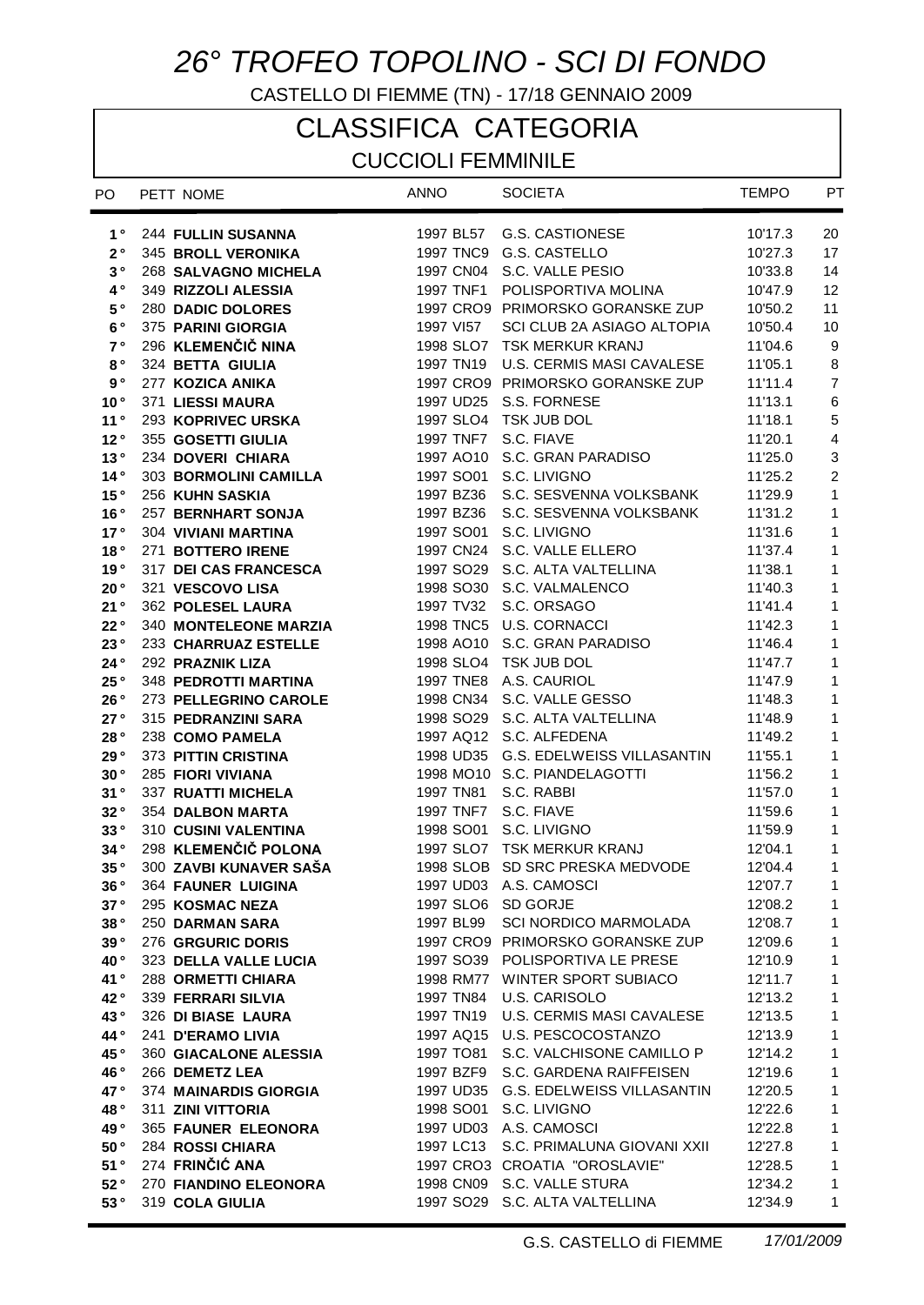# 26° TROFEO TOPOLINO - SCI DI FONDO

CASTELLO DI FIEMME (TN) - 17/18 GENNAIO 2009

## CLASSIFICA CATEGORIA

### CUCCIOLI FEMMINILE

| PO | PETT | NOME | ANNO | | SOCIETA | TEMPO | PT |
|---|---|---|---|---|---|---|---|
| 1° | 244 | **FULLIN SUSANNA** | 1997 | BL57 | G.S. CASTIONESE | 10'17.3 | 20 |
| 2° | 345 | **BROLL VERONIKA** | 1997 | TNC9 | G.S. CASTELLO | 10'27.3 | 17 |
| 3° | 268 | **SALVAGNO MICHELA** | 1997 | CN04 | S.C. VALLE PESIO | 10'33.8 | 14 |
| 4° | 349 | **RIZZOLI ALESSIA** | 1997 | TNF1 | POLISPORTIVA MOLINA | 10'47.9 | 12 |
| 5° | 280 | **DADIC DOLORES** | 1997 | CRO9 | PRIMORSKO GORANSKE ZUP | 10'50.2 | 11 |
| 6° | 375 | **PARINI GIORGIA** | 1997 | VI57 | SCI CLUB 2A ASIAGO ALTOPIA | 10'50.4 | 10 |
| 7° | 296 | **KLEMENČIČ NINA** | 1998 | SLO7 | TSK MERKUR KRANJ | 11'04.6 | 9 |
| 8° | 324 | **BETTA GIULIA** | 1997 | TN19 | U.S. CERMIS MASI CAVALESE | 11'05.1 | 8 |
| 9° | 277 | **KOZICA ANIKA** | 1997 | CRO9 | PRIMORSKO GORANSKE ZUP | 11'11.4 | 7 |
| 10° | 371 | **LIESSI MAURA** | 1997 | UD25 | S.S. FORNESE | 11'13.1 | 6 |
| 11° | 293 | **KOPRIVEC URSKA** | 1997 | SLO4 | TSK JUB DOL | 11'18.1 | 5 |
| 12° | 355 | **GOSETTI GIULIA** | 1997 | TNF7 | S.C. FIAVE | 11'20.1 | 4 |
| 13° | 234 | **DOVERI CHIARA** | 1997 | AO10 | S.C. GRAN PARADISO | 11'25.0 | 3 |
| 14° | 303 | **BORMOLINI CAMILLA** | 1997 | SO01 | S.C. LIVIGNO | 11'25.2 | 2 |
| 15° | 256 | **KUHN SASKIA** | 1997 | BZ36 | S.C. SESVENNA VOLKSBANK | 11'29.9 | 1 |
| 16° | 257 | **BERNHART SONJA** | 1997 | BZ36 | S.C. SESVENNA VOLKSBANK | 11'31.2 | 1 |
| 17° | 304 | **VIVIANI MARTINA** | 1997 | SO01 | S.C. LIVIGNO | 11'31.6 | 1 |
| 18° | 271 | **BOTTERO IRENE** | 1997 | CN24 | S.C. VALLE ELLERO | 11'37.4 | 1 |
| 19° | 317 | **DEI CAS FRANCESCA** | 1997 | SO29 | S.C. ALTA VALTELLINA | 11'38.1 | 1 |
| 20° | 321 | **VESCOVO LISA** | 1998 | SO30 | S.C. VALMALENCO | 11'40.3 | 1 |
| 21° | 362 | **POLESEL LAURA** | 1997 | TV32 | S.C. ORSAGO | 11'41.4 | 1 |
| 22° | 340 | **MONTELEONE MARZIA** | 1998 | TNC5 | U.S. CORNACCI | 11'42.3 | 1 |
| 23° | 233 | **CHARRUAZ ESTELLE** | 1998 | AO10 | S.C. GRAN PARADISO | 11'46.4 | 1 |
| 24° | 292 | **PRAZNIK LIZA** | 1998 | SLO4 | TSK JUB DOL | 11'47.7 | 1 |
| 25° | 348 | **PEDROTTI MARTINA** | 1997 | TNE8 | A.S. CAURIOL | 11'47.9 | 1 |
| 26° | 273 | **PELLEGRINO CAROLE** | 1998 | CN34 | S.C. VALLE GESSO | 11'48.3 | 1 |
| 27° | 315 | **PEDRANZINI SARA** | 1998 | SO29 | S.C. ALTA VALTELLINA | 11'48.9 | 1 |
| 28° | 238 | **COMO PAMELA** | 1997 | AQ12 | S.C. ALFEDENA | 11'49.2 | 1 |
| 29° | 373 | **PITTIN CRISTINA** | 1998 | UD35 | G.S. EDELWEISS VILLASANTIN | 11'55.1 | 1 |
| 30° | 285 | **FIORI VIVIANA** | 1998 | MO10 | S.C. PIANDELAGOTTI | 11'56.2 | 1 |
| 31° | 337 | **RUATTI MICHELA** | 1997 | TN81 | S.C. RABBI | 11'57.0 | 1 |
| 32° | 354 | **DALBON MARTA** | 1997 | TNF7 | S.C. FIAVE | 11'59.6 | 1 |
| 33° | 310 | **CUSINI VALENTINA** | 1998 | SO01 | S.C. LIVIGNO | 11'59.9 | 1 |
| 34° | 298 | **KLEMENČIČ POLONA** | 1997 | SLO7 | TSK MERKUR KRANJ | 12'04.1 | 1 |
| 35° | 300 | **ZAVBI KUNAVER SAŠA** | 1998 | SLOB | SD SRC PRESKA MEDVODE | 12'04.4 | 1 |
| 36° | 364 | **FAUNER LUIGINA** | 1997 | UD03 | A.S. CAMOSCI | 12'07.7 | 1 |
| 37° | 295 | **KOSMAC NEZA** | 1997 | SLO6 | SD GORJE | 12'08.2 | 1 |
| 38° | 250 | **DARMAN SARA** | 1997 | BL99 | SCI NORDICO MARMOLADA | 12'08.7 | 1 |
| 39° | 276 | **GRGURIC DORIS** | 1997 | CRO9 | PRIMORSKO GORANSKE ZUP | 12'09.6 | 1 |
| 40° | 323 | **DELLA VALLE LUCIA** | 1997 | SO39 | POLISPORTIVA LE PRESE | 12'10.9 | 1 |
| 41° | 288 | **ORMETTI CHIARA** | 1998 | RM77 | WINTER SPORT SUBIACO | 12'11.7 | 1 |
| 42° | 339 | **FERRARI SILVIA** | 1997 | TN84 | U.S. CARISOLO | 12'13.2 | 1 |
| 43° | 326 | **DI BIASE LAURA** | 1997 | TN19 | U.S. CERMIS MASI CAVALESE | 12'13.5 | 1 |
| 44° | 241 | **D'ERAMO LIVIA** | 1997 | AQ15 | U.S. PESCOCOSTANZO | 12'13.9 | 1 |
| 45° | 360 | **GIACALONE ALESSIA** | 1997 | TO81 | S.C. VALCHISONE CAMILLO P | 12'14.2 | 1 |
| 46° | 266 | **DEMETZ LEA** | 1997 | BZF9 | S.C. GARDENA RAIFFEISEN | 12'19.6 | 1 |
| 47° | 374 | **MAINARDIS GIORGIA** | 1997 | UD35 | G.S. EDELWEISS VILLASANTIN | 12'20.5 | 1 |
| 48° | 311 | **ZINI VITTORIA** | 1998 | SO01 | S.C. LIVIGNO | 12'22.6 | 1 |
| 49° | 365 | **FAUNER ELEONORA** | 1997 | UD03 | A.S. CAMOSCI | 12'22.8 | 1 |
| 50° | 284 | **ROSSI CHIARA** | 1997 | LC13 | S.C. PRIMALUNA GIOVANI XXII | 12'27.8 | 1 |
| 51° | 274 | **FRINČIĆ ANA** | 1997 | CRO3 | CROATIA "OROSLAVIE" | 12'28.5 | 1 |
| 52° | 270 | **FIANDINO ELEONORA** | 1998 | CN09 | S.C. VALLE STURA | 12'34.2 | 1 |
| 53° | 319 | **COLA GIULIA** | 1997 | SO29 | S.C. ALTA VALTELLINA | 12'34.9 | 1 |

G.S. CASTELLO di FIEMME *17/01/2009*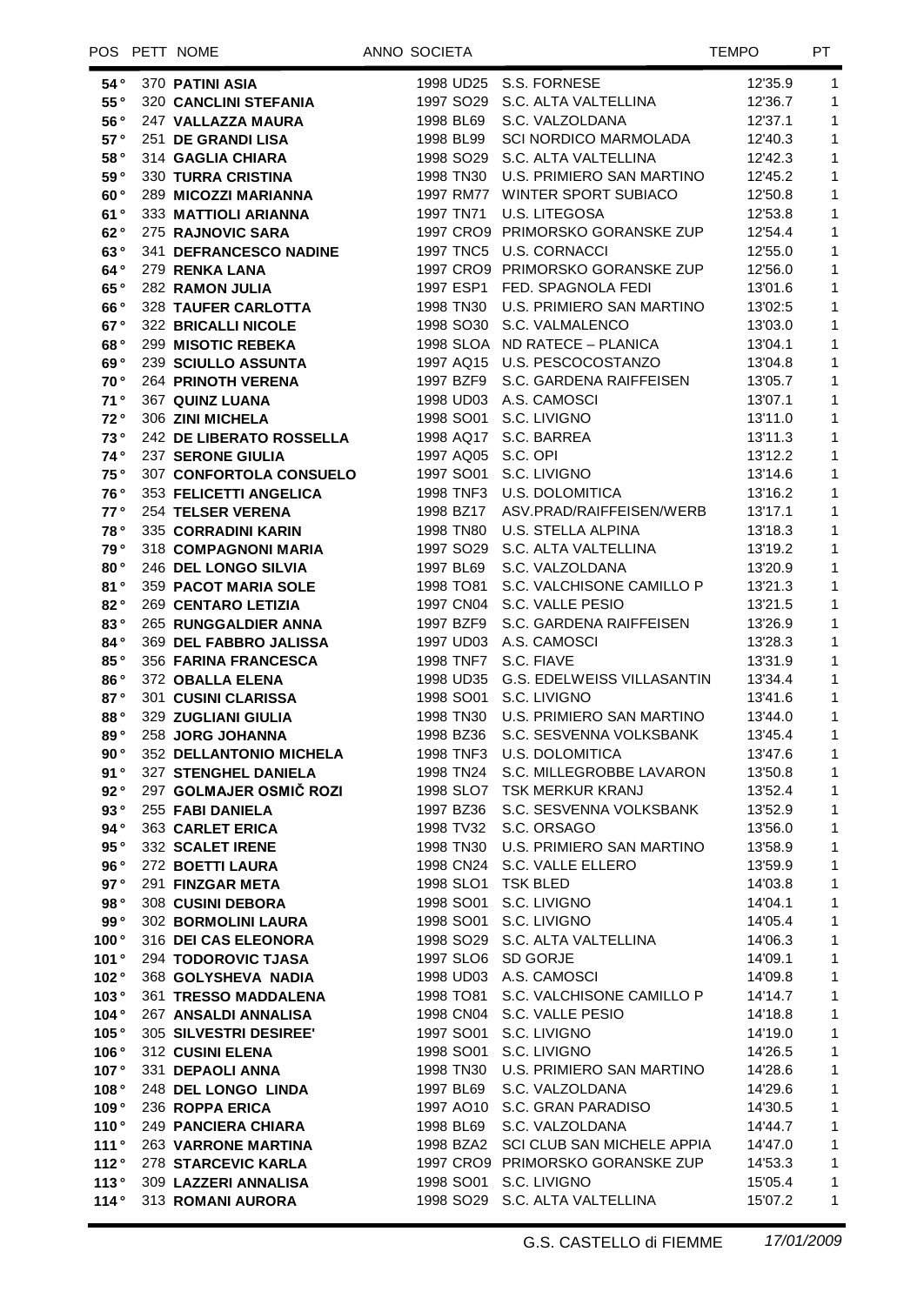| POS | PETT | NOME | ANNO | SOCIETA | | TEMPO | PT |
|---|---|---|---|---|---|---|---|
| 54° | 370 | **PATINI ASIA** | 1998 | UD25 | S.S. FORNESE | 12'35.9 | 1 |
| 55° | 320 | **CANCLINI STEFANIA** | 1998 | SO29 | S.C. ALTA VALTELLINA | 12'36.7 | 1 |
| 56° | 247 | **VALLAZZA MAURA** | 1998 | BL69 | S.C. VALZOLDANA | 12'37.1 | 1 |
| 57° | 251 | **DE GRANDI LISA** | 1998 | BL99 | SCI NORDICO MARMOLADA | 12'40.3 | 1 |
| 58° | 314 | **GAGLIA CHIARA** | 1998 | SO29 | S.C. ALTA VALTELLINA | 12'42.3 | 1 |
| 59° | 330 | **TURRA CRISTINA** | 1998 | TN30 | U.S. PRIMIERO SAN MARTINO | 12'45.2 | 1 |
| 60° | 289 | **MICOZZI MARIANNA** | 1997 | RM77 | WINTER SPORT SUBIACO | 12'50.8 | 1 |
| 61° | 333 | **MATTIOLI ARIANNA** | 1997 | TN71 | U.S. LITEGOSA | 12'53.8 | 1 |
| 62° | 275 | **RAJNOVIC SARA** | 1997 | CRO9 | PRIMORSKO GORANSKE ZUP | 12'54.4 | 1 |
| 63° | 341 | **DEFRANCESCO NADINE** | 1997 | TNC5 | U.S. CORNACCI | 12'55.0 | 1 |
| 64° | 279 | **RENKA LANA** | 1997 | CRO9 | PRIMORSKO GORANSKE ZUP | 12'56.0 | 1 |
| 65° | 282 | **RAMON JULIA** | 1997 | ESP1 | FED. SPAGNOLA FEDI | 13'01.6 | 1 |
| 66° | 328 | **TAUFER CARLOTTA** | 1998 | TN30 | U.S. PRIMIERO SAN MARTINO | 13'02:5 | 1 |
| 67° | 322 | **BRICALLI NICOLE** | 1998 | SO30 | S.C. VALMALENCO | 13'03.0 | 1 |
| 68° | 299 | **MISOTIC REBEKA** | 1998 | SLOA | ND RATECE – PLANICA | 13'04.1 | 1 |
| 69° | 239 | **SCIULLO ASSUNTA** | 1997 | AQ15 | U.S. PESCOCOSTANZO | 13'04.8 | 1 |
| 70° | 264 | **PRINOTH VERENA** | 1997 | BZF9 | S.C. GARDENA RAIFFEISEN | 13'05.7 | 1 |
| 71° | 367 | **QUINZ LUANA** | 1998 | UD03 | A.S. CAMOSCI | 13'07.1 | 1 |
| 72° | 306 | **ZINI MICHELA** | 1998 | SO01 | S.C. LIVIGNO | 13'11.0 | 1 |
| 73° | 242 | **DE LIBERATO ROSSELLA** | 1998 | AQ17 | S.C. BARREA | 13'11.3 | 1 |
| 74° | 237 | **SERONE GIULIA** | 1997 | AQ05 | S.C. OPI | 13'12.2 | 1 |
| 75° | 307 | **CONFORTOLA CONSUELO** | 1997 | SO01 | S.C. LIVIGNO | 13'14.6 | 1 |
| 76° | 353 | **FELICETTI ANGELICA** | 1998 | TNF3 | U.S. DOLOMITICA | 13'16.2 | 1 |
| 77° | 254 | **TELSER VERENA** | 1998 | BZ17 | ASV.PRAD/RAIFFEISEN/WERB | 13'17.1 | 1 |
| 78° | 335 | **CORRADINI KARIN** | 1998 | TN80 | U.S. STELLA ALPINA | 13'18.3 | 1 |
| 79° | 318 | **COMPAGNONI MARIA** | 1997 | SO29 | S.C. ALTA VALTELLINA | 13'19.2 | 1 |
| 80° | 246 | **DEL LONGO SILVIA** | 1997 | BL69 | S.C. VALZOLDANA | 13'20.9 | 1 |
| 81° | 359 | **PACOT MARIA SOLE** | 1998 | TO81 | S.C. VALCHISONE CAMILLO P | 13'21.3 | 1 |
| 82° | 269 | **CENTARO LETIZIA** | 1997 | CN04 | S.C. VALLE PESIO | 13'21.5 | 1 |
| 83° | 265 | **RUNGGALDIER ANNA** | 1997 | BZF9 | S.C. GARDENA RAIFFEISEN | 13'26.9 | 1 |
| 84° | 369 | **DEL FABBRO JALISSA** | 1997 | UD03 | A.S. CAMOSCI | 13'28.3 | 1 |
| 85° | 356 | **FARINA FRANCESCA** | 1998 | TNF7 | S.C. FIAVE | 13'31.9 | 1 |
| 86° | 372 | **OBALLA ELENA** | 1998 | UD35 | G.S. EDELWEISS VILLASANTIN | 13'34.4 | 1 |
| 87° | 301 | **CUSINI CLARISSA** | 1998 | SO01 | S.C. LIVIGNO | 13'41.6 | 1 |
| 88° | 329 | **ZUGLIANI GIULIA** | 1998 | TN30 | U.S. PRIMIERO SAN MARTINO | 13'44.0 | 1 |
| 89° | 258 | **JORG JOHANNA** | 1998 | BZ36 | S.C. SESVENNA VOLKSBANK | 13'45.4 | 1 |
| 90° | 352 | **DELLANTONIO MICHELA** | 1998 | TNF3 | U.S. DOLOMITICA | 13'47.6 | 1 |
| 91° | 327 | **STENGHEL DANIELA** | 1998 | TN24 | S.C. MILLEGROBBE LAVARON | 13'50.8 | 1 |
| 92° | 297 | **GOLMAJER OSMIČ ROZI** | 1998 | SLO7 | TSK MERKUR KRANJ | 13'52.4 | 1 |
| 93° | 255 | **FABI DANIELA** | 1997 | BZ36 | S.C. SESVENNA VOLKSBANK | 13'52.9 | 1 |
| 94° | 363 | **CARLET ERICA** | 1998 | TV32 | S.C. ORSAGO | 13'56.0 | 1 |
| 95° | 332 | **SCALET IRENE** | 1998 | TN30 | U.S. PRIMIERO SAN MARTINO | 13'58.9 | 1 |
| 96° | 272 | **BOETTI LAURA** | 1998 | CN24 | S.C. VALLE ELLERO | 13'59.9 | 1 |
| 97° | 291 | **FINZGAR META** | 1998 | SLO1 | TSK BLED | 14'03.8 | 1 |
| 98° | 308 | **CUSINI DEBORA** | 1998 | SO01 | S.C. LIVIGNO | 14'04.1 | 1 |
| 99° | 302 | **BORMOLINI LAURA** | 1998 | SO01 | S.C. LIVIGNO | 14'05.4 | 1 |
| 100° | 316 | **DEI CAS ELEONORA** | 1998 | SO29 | S.C. ALTA VALTELLINA | 14'06.3 | 1 |
| 101° | 294 | **TODOROVIC TJASA** | 1997 | SLO6 | SD GORJE | 14'09.1 | 1 |
| 102° | 368 | **GOLYSHEVA NADIA** | 1998 | UD03 | A.S. CAMOSCI | 14'09.8 | 1 |
| 103° | 361 | **TRESSO MADDALENA** | 1998 | TO81 | S.C. VALCHISONE CAMILLO P | 14'14.7 | 1 |
| 104° | 267 | **ANSALDI ANNALISA** | 1998 | CN04 | S.C. VALLE PESIO | 14'18.8 | 1 |
| 105° | 305 | **SILVESTRI DESIREE'** | 1997 | SO01 | S.C. LIVIGNO | 14'19.0 | 1 |
| 106° | 312 | **CUSINI ELENA** | 1998 | SO01 | S.C. LIVIGNO | 14'26.5 | 1 |
| 107° | 331 | **DEPAOLI ANNA** | 1998 | TN30 | U.S. PRIMIERO SAN MARTINO | 14'28.6 | 1 |
| 108° | 248 | **DEL LONGO LINDA** | 1997 | BL69 | S.C. VALZOLDANA | 14'29.6 | 1 |
| 109° | 236 | **ROPPA ERICA** | 1997 | AO10 | S.C. GRAN PARADISO | 14'30.5 | 1 |
| 110° | 249 | **PANCIERA CHIARA** | 1998 | BL69 | S.C. VALZOLDANA | 14'44.7 | 1 |
| 111° | 263 | **VARRONE MARTINA** | 1998 | BZA2 | SCI CLUB SAN MICHELE APPIA | 14'47.0 | 1 |
| 112° | 278 | **STARCEVIC KARLA** | 1997 | CRO9 | PRIMORSKO GORANSKE ZUP | 14'53.3 | 1 |
| 113° | 309 | **LAZZERI ANNALISA** | 1998 | SO01 | S.C. LIVIGNO | 15'05.4 | 1 |
| 114° | 313 | **ROMANI AURORA** | 1998 | SO29 | S.C. ALTA VALTELLINA | 15'07.2 | 1 |

G.S. CASTELLO di FIEMME *17/01/2009*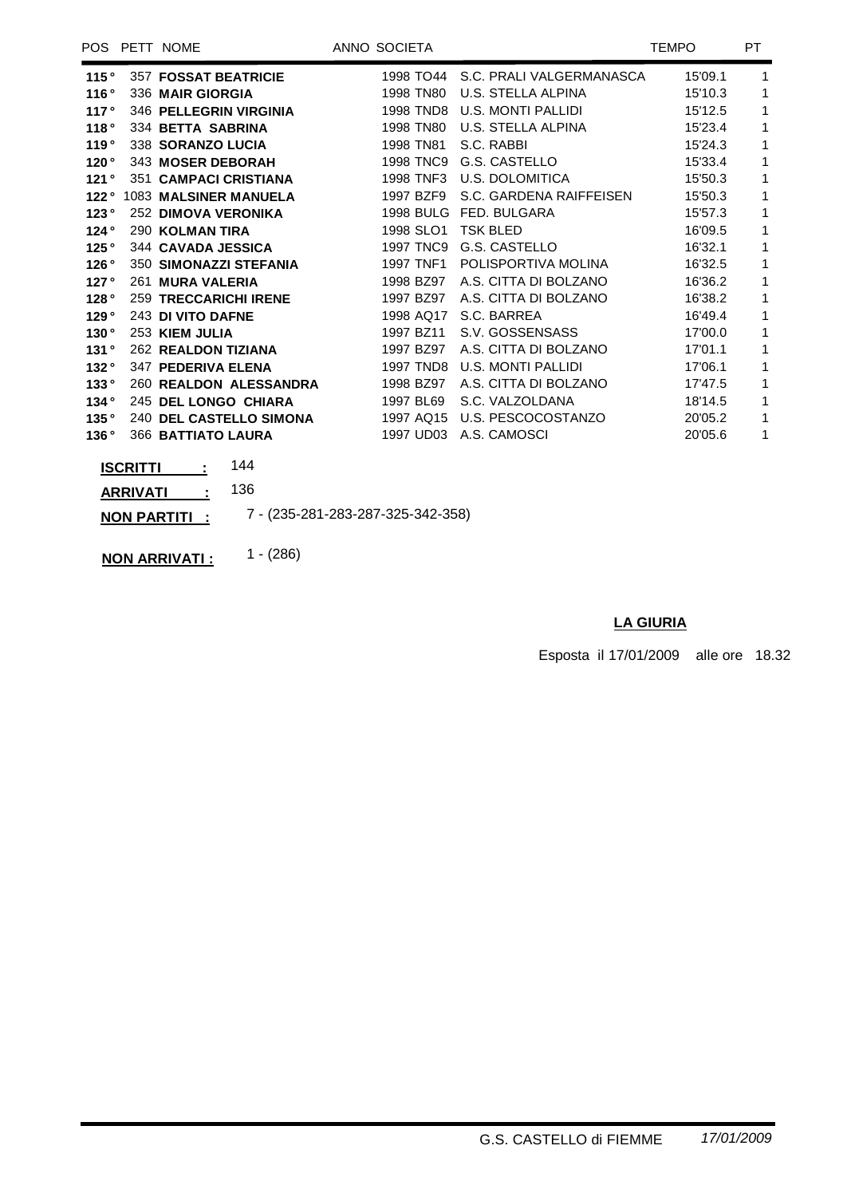| POS | PETT | NOME | ANNO | SOCIETA | | TEMPO | PT |
|---|---|---|---|---|---|---|---|
| **115°** | 357 | **FOSSAT BEATRICIE** | 1998 | TO44 | S.C. PRALI VALGERMANASCA | 15'09.1 | 1 |
| **116°** | 336 | **MAIR GIORGIA** | 1998 | TN80 | U.S. STELLA ALPINA | 15'10.3 | 1 |
| **117°** | 346 | **PELLEGRIN VIRGINIA** | 1998 | TND8 | U.S. MONTI PALLIDI | 15'12.5 | 1 |
| **118°** | 334 | **BETTA SABRINA** | 1998 | TN80 | U.S. STELLA ALPINA | 15'23.4 | 1 |
| **119°** | 338 | **SORANZO LUCIA** | 1998 | TN81 | S.C. RABBI | 15'24.3 | 1 |
| **120°** | 343 | **MOSER DEBORAH** | 1998 | TNC9 | G.S. CASTELLO | 15'33.4 | 1 |
| **121°** | 351 | **CAMPACI CRISTIANA** | 1998 | TNF3 | U.S. DOLOMITICA | 15'50.3 | 1 |
| **122°** | 1083 | **MALSINER MANUELA** | 1997 | BZF9 | S.C. GARDENA RAIFFEISEN | 15'50.3 | 1 |
| **123°** | 252 | **DIMOVA VERONIKA** | 1998 | BULG | FED. BULGARA | 15'57.3 | 1 |
| **124°** | 290 | **KOLMAN TIRA** | 1998 | SLO1 | TSK BLED | 16'09.5 | 1 |
| **125°** | 344 | **CAVADA JESSICA** | 1997 | TNC9 | G.S. CASTELLO | 16'32.1 | 1 |
| **126°** | 350 | **SIMONAZZI STEFANIA** | 1997 | TNF1 | POLISPORTIVA MOLINA | 16'32.5 | 1 |
| **127°** | 261 | **MURA VALERIA** | 1998 | BZ97 | A.S. CITTA DI BOLZANO | 16'36.2 | 1 |
| **128°** | 259 | **TRECCARICHI IRENE** | 1997 | BZ97 | A.S. CITTA DI BOLZANO | 16'38.2 | 1 |
| **129°** | 243 | **DI VITO DAFNE** | 1998 | AQ17 | S.C. BARREA | 16'49.4 | 1 |
| **130°** | 253 | **KIEM JULIA** | 1997 | BZ11 | S.V. GOSSENSASS | 17'00.0 | 1 |
| **131°** | 262 | **REALDON TIZIANA** | 1997 | BZ97 | A.S. CITTA DI BOLZANO | 17'01.1 | 1 |
| **132°** | 347 | **PEDERIVA ELENA** | 1997 | TND8 | U.S. MONTI PALLIDI | 17'06.1 | 1 |
| **133°** | 260 | **REALDON ALESSANDRA** | 1998 | BZ97 | A.S. CITTA DI BOLZANO | 17'47.5 | 1 |
| **134°** | 245 | **DEL LONGO CHIARA** | 1997 | BL69 | S.C. VALZOLDANA | 18'14.5 | 1 |
| **135°** | 240 | **DEL CASTELLO SIMONA** | 1997 | AQ15 | U.S. PESCOCOSTANZO | 20'05.2 | 1 |
| **136°** | 366 | **BATTIATO LAURA** | 1997 | UD03 | A.S. CAMOSCI | 20'05.6 | 1 |

**ISCRITTI :** 144

**ARRIVATI :** 136

**NON PARTITI :** 7 - (235-281-283-287-325-342-358)

**NON ARRIVATI :** 1 - (286)

**LA GIURIA**

Esposta il 17/01/2009 alle ore 18.32

G.S. CASTELLO di FIEMME *17/01/2009*